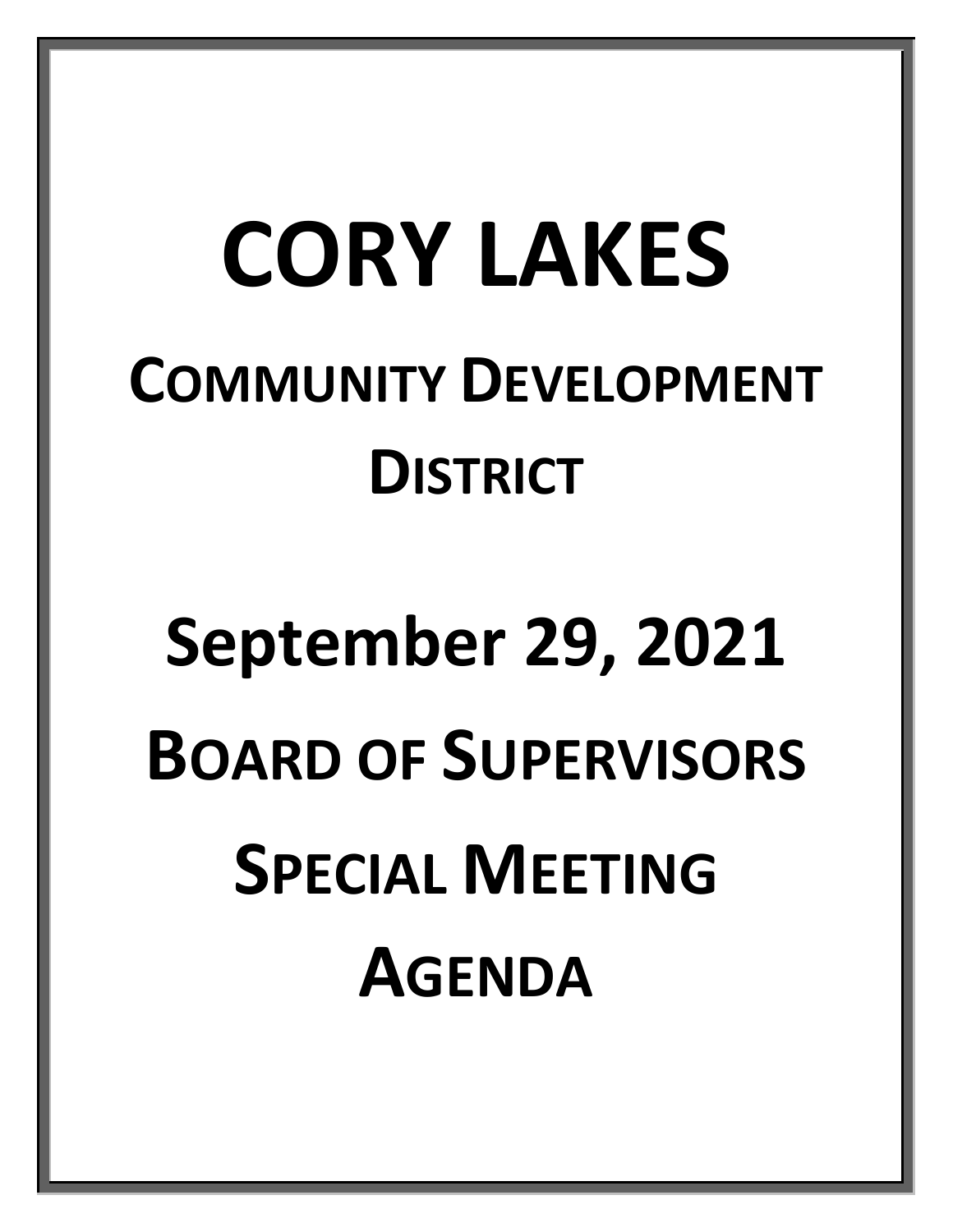# CORY LAKES

## COMMUNITY DEVELOPMENT DISTRICT

## September 29, 2021

## BOARD OF SUPERVISORS

## SPECIAL MEETING

## AGENDA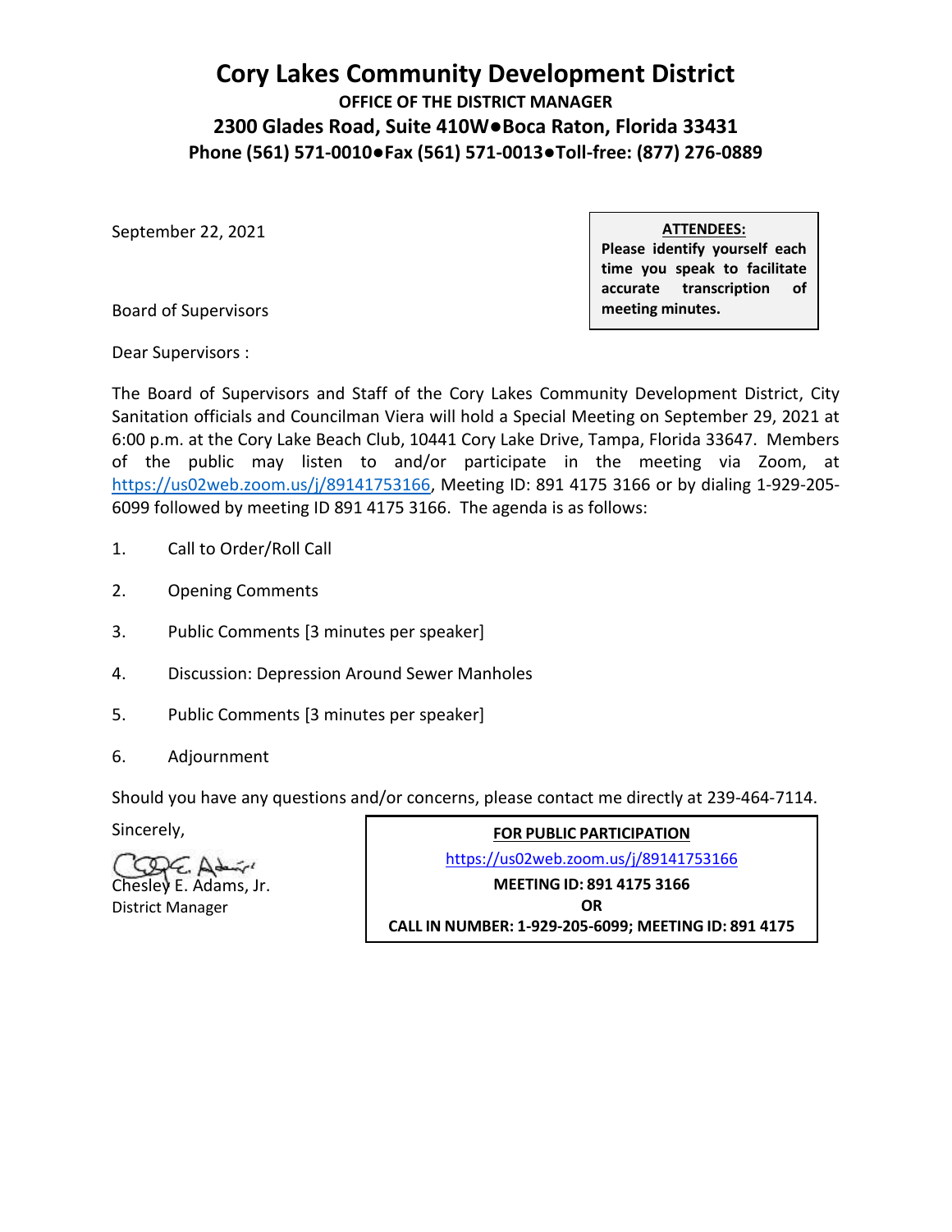# Cory Lakes Community Development District

**OFFICE OF THE DISTRICT MANAGER**

**2300 Glades Road, Suite 410W●Boca Raton, Florida 33431**

**Phone (561) 571-0010●Fax (561) 571-0013●Toll-free: (877) 276-0889**

September 22, 2021

**ATTENDEES:**
**Please identify yourself each time you speak to facilitate accurate transcription of meeting minutes.**

Board of Supervisors

Dear Supervisors :

The Board of Supervisors and Staff of the Cory Lakes Community Development District, City Sanitation officials and Councilman Viera will hold a Special Meeting on September 29, 2021 at 6:00 p.m. at the Cory Lake Beach Club, 10441 Cory Lake Drive, Tampa, Florida 33647. Members of the public may listen to and/or participate in the meeting via Zoom, at https://us02web.zoom.us/j/89141753166, Meeting ID: 891 4175 3166 or by dialing 1-929-205-6099 followed by meeting ID 891 4175 3166. The agenda is as follows:

1. Call to Order/Roll Call
2. Opening Comments
3. Public Comments [3 minutes per speaker]
4. Discussion: Depression Around Sewer Manholes
5. Public Comments [3 minutes per speaker]
6. Adjournment

Should you have any questions and/or concerns, please contact me directly at 239-464-7114.

Sincerely,

Chesley E. Adams, Jr.
District Manager

**FOR PUBLIC PARTICIPATION**

https://us02web.zoom.us/j/89141753166

**MEETING ID: 891 4175 3166**

**OR**

**CALL IN NUMBER: 1-929-205-6099; MEETING ID: 891 4175**